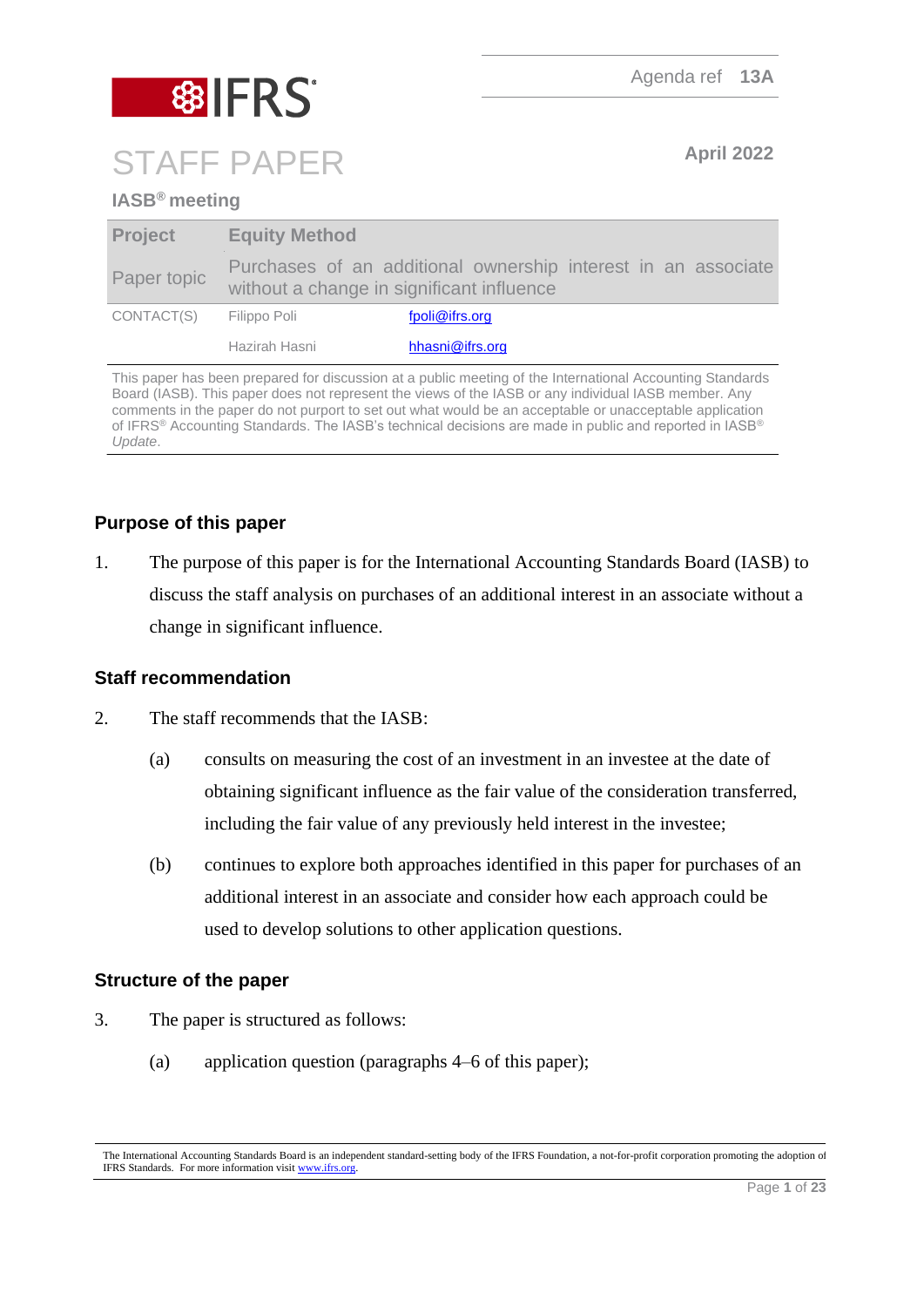Agenda ref **13A**

# STAFF PAPER

**April 2022**

**IASB® meeting**

| **Project** | **Equity Method** | |
|---|---|---|
| Paper topic | Purchases of an additional ownership interest in an associate without a change in significant influence | |
| CONTACT(S) | Filippo Poli | fpoli@ifrs.org |
| | Hazirah Hasni | hhasni@ifrs.org |

This paper has been prepared for discussion at a public meeting of the International Accounting Standards Board (IASB). This paper does not represent the views of the IASB or any individual IASB member. Any comments in the paper do not purport to set out what would be an acceptable or unacceptable application of IFRS® Accounting Standards. The IASB's technical decisions are made in public and reported in IASB® *Update*.

## Purpose of this paper

1. The purpose of this paper is for the International Accounting Standards Board (IASB) to discuss the staff analysis on purchases of an additional interest in an associate without a change in significant influence.

## Staff recommendation

2. The staff recommends that the IASB:

   (a) consults on measuring the cost of an investment in an investee at the date of obtaining significant influence as the fair value of the consideration transferred, including the fair value of any previously held interest in the investee;

   (b) continues to explore both approaches identified in this paper for purchases of an additional interest in an associate and consider how each approach could be used to develop solutions to other application questions.

## Structure of the paper

3. The paper is structured as follows:

   (a) application question (paragraphs 4–6 of this paper);

The International Accounting Standards Board is an independent standard-setting body of the IFRS Foundation, a not-for-profit corporation promoting the adoption of IFRS Standards. For more information visit www.ifrs.org.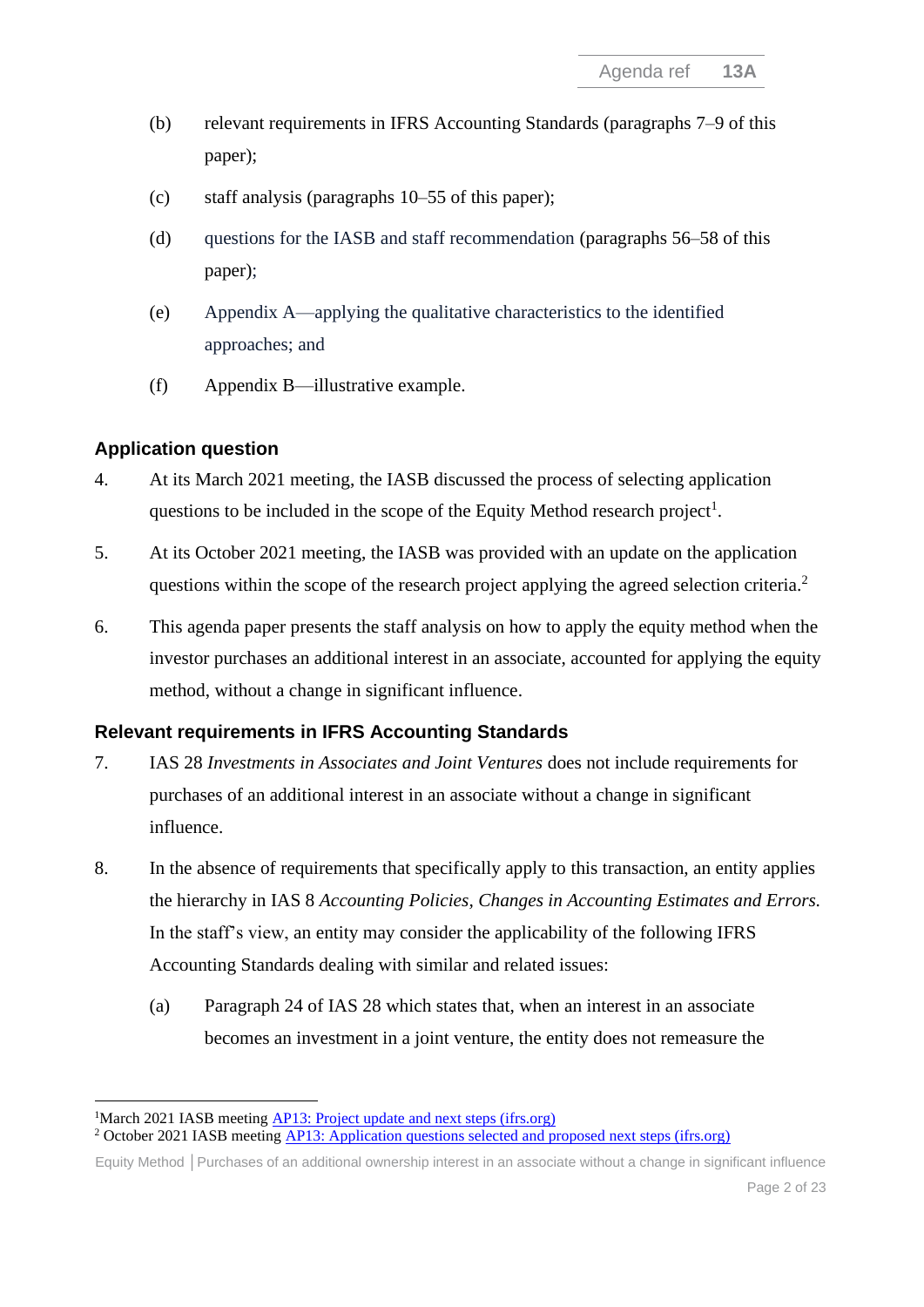(b) relevant requirements in IFRS Accounting Standards (paragraphs 7–9 of this paper);

(c) staff analysis (paragraphs 10–55 of this paper);

(d) questions for the IASB and staff recommendation (paragraphs 56–58 of this paper);

(e) Appendix A—applying the qualitative characteristics to the identified approaches; and

(f) Appendix B—illustrative example.

## Application question

4. At its March 2021 meeting, the IASB discussed the process of selecting application questions to be included in the scope of the Equity Method research project[1].

5. At its October 2021 meeting, the IASB was provided with an update on the application questions within the scope of the research project applying the agreed selection criteria.[2]

6. This agenda paper presents the staff analysis on how to apply the equity method when the investor purchases an additional interest in an associate, accounted for applying the equity method, without a change in significant influence.

## Relevant requirements in IFRS Accounting Standards

7. IAS 28 *Investments in Associates and Joint Ventures* does not include requirements for purchases of an additional interest in an associate without a change in significant influence.

8. In the absence of requirements that specifically apply to this transaction, an entity applies the hierarchy in IAS 8 *Accounting Policies, Changes in Accounting Estimates and Errors*. In the staff's view, an entity may consider the applicability of the following IFRS Accounting Standards dealing with similar and related issues:

   (a) Paragraph 24 of IAS 28 which states that, when an interest in an associate becomes an investment in a joint venture, the entity does not remeasure the

---

[1] March 2021 IASB meeting AP13: Project update and next steps (ifrs.org)

[2] October 2021 IASB meeting AP13: Application questions selected and proposed next steps (ifrs.org)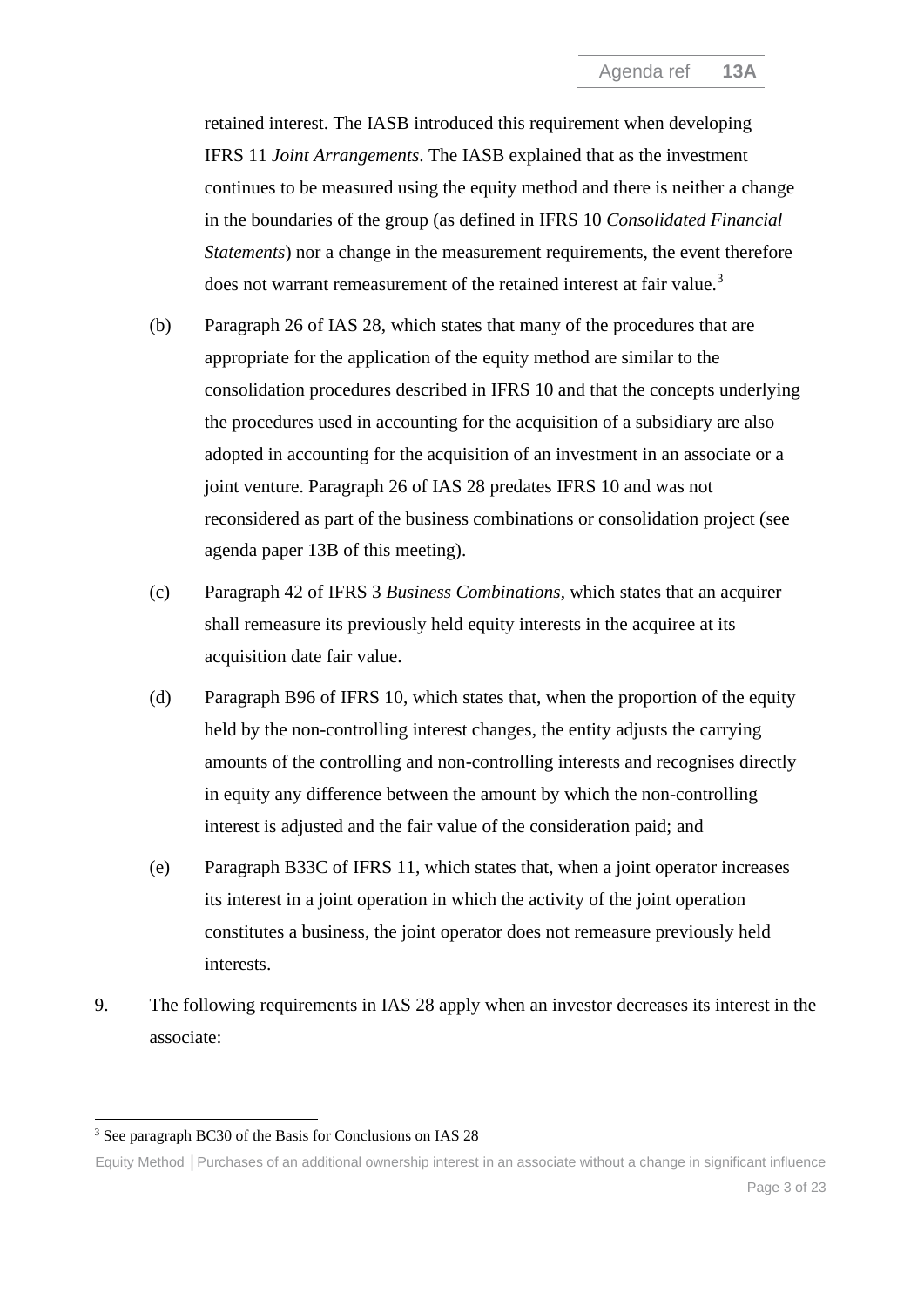retained interest. The IASB introduced this requirement when developing IFRS 11 *Joint Arrangements*. The IASB explained that as the investment continues to be measured using the equity method and there is neither a change in the boundaries of the group (as defined in IFRS 10 *Consolidated Financial Statements*) nor a change in the measurement requirements, the event therefore does not warrant remeasurement of the retained interest at fair value.[3]

(b) Paragraph 26 of IAS 28, which states that many of the procedures that are appropriate for the application of the equity method are similar to the consolidation procedures described in IFRS 10 and that the concepts underlying the procedures used in accounting for the acquisition of a subsidiary are also adopted in accounting for the acquisition of an investment in an associate or a joint venture. Paragraph 26 of IAS 28 predates IFRS 10 and was not reconsidered as part of the business combinations or consolidation project (see agenda paper 13B of this meeting).

(c) Paragraph 42 of IFRS 3 *Business Combinations*, which states that an acquirer shall remeasure its previously held equity interests in the acquiree at its acquisition date fair value.

(d) Paragraph B96 of IFRS 10, which states that, when the proportion of the equity held by the non-controlling interest changes, the entity adjusts the carrying amounts of the controlling and non-controlling interests and recognises directly in equity any difference between the amount by which the non-controlling interest is adjusted and the fair value of the consideration paid; and

(e) Paragraph B33C of IFRS 11, which states that, when a joint operator increases its interest in a joint operation in which the activity of the joint operation constitutes a business, the joint operator does not remeasure previously held interests.

9. The following requirements in IAS 28 apply when an investor decreases its interest in the associate:

[3] See paragraph BC30 of the Basis for Conclusions on IAS 28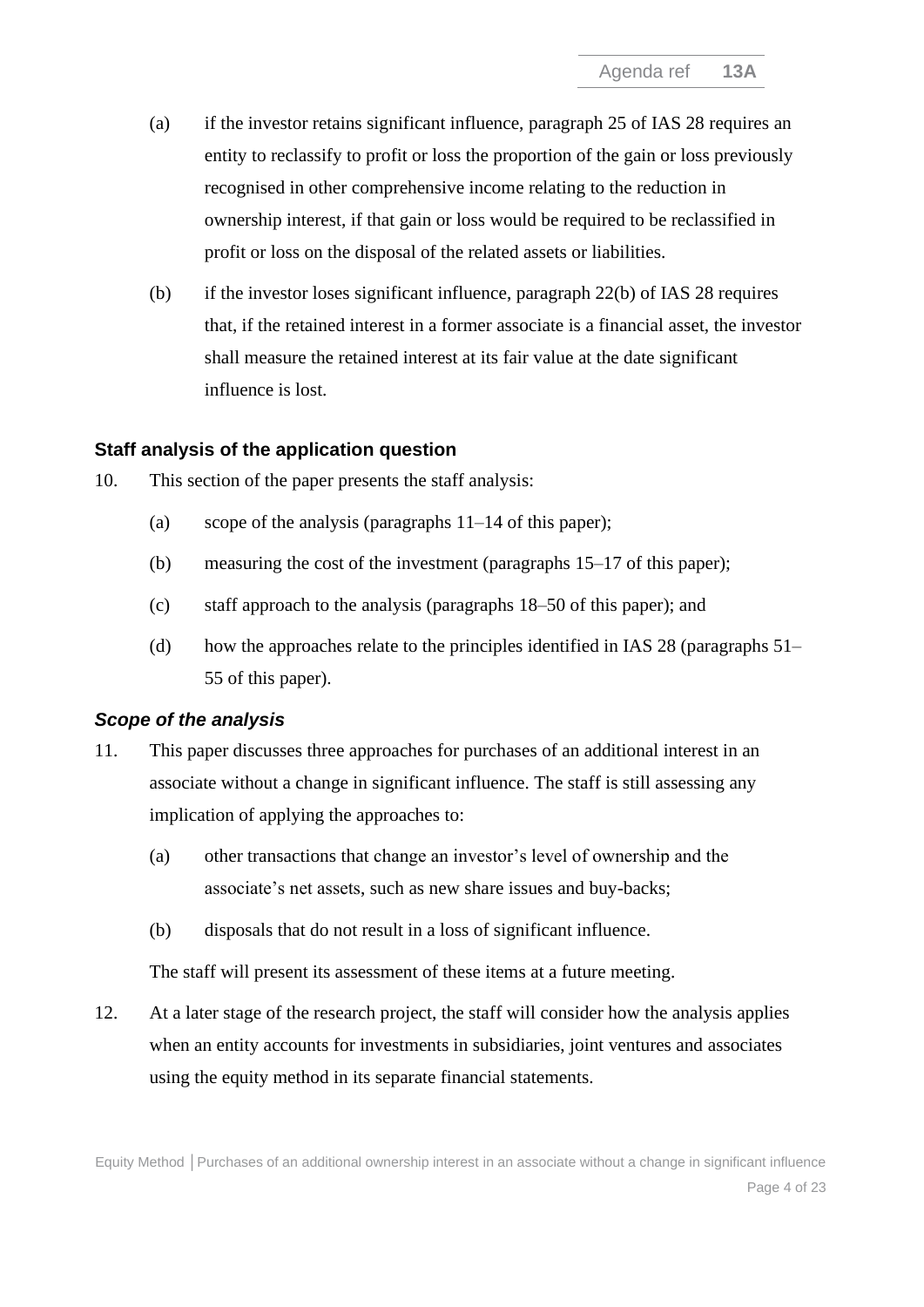(a) if the investor retains significant influence, paragraph 25 of IAS 28 requires an entity to reclassify to profit or loss the proportion of the gain or loss previously recognised in other comprehensive income relating to the reduction in ownership interest, if that gain or loss would be required to be reclassified in profit or loss on the disposal of the related assets or liabilities.

(b) if the investor loses significant influence, paragraph 22(b) of IAS 28 requires that, if the retained interest in a former associate is a financial asset, the investor shall measure the retained interest at its fair value at the date significant influence is lost.

## Staff analysis of the application question

10. This section of the paper presents the staff analysis:

    (a) scope of the analysis (paragraphs 11–14 of this paper);

    (b) measuring the cost of the investment (paragraphs 15–17 of this paper);

    (c) staff approach to the analysis (paragraphs 18–50 of this paper); and

    (d) how the approaches relate to the principles identified in IAS 28 (paragraphs 51–55 of this paper).

### *Scope of the analysis*

11. This paper discusses three approaches for purchases of an additional interest in an associate without a change in significant influence. The staff is still assessing any implication of applying the approaches to:

    (a) other transactions that change an investor's level of ownership and the associate's net assets, such as new share issues and buy-backs;

    (b) disposals that do not result in a loss of significant influence.

    The staff will present its assessment of these items at a future meeting.

12. At a later stage of the research project, the staff will consider how the analysis applies when an entity accounts for investments in subsidiaries, joint ventures and associates using the equity method in its separate financial statements.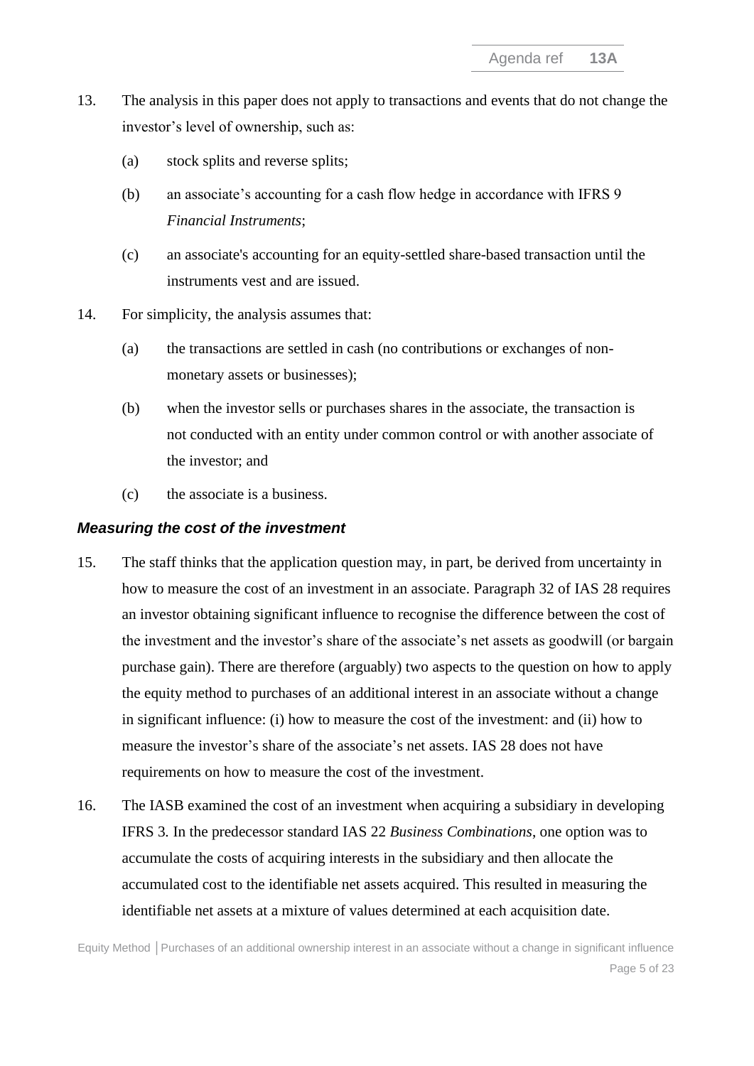13. The analysis in this paper does not apply to transactions and events that do not change the investor's level of ownership, such as:

    (a) stock splits and reverse splits;

    (b) an associate's accounting for a cash flow hedge in accordance with IFRS 9 *Financial Instruments*;

    (c) an associate's accounting for an equity-settled share-based transaction until the instruments vest and are issued.

14. For simplicity, the analysis assumes that:

    (a) the transactions are settled in cash (no contributions or exchanges of non-monetary assets or businesses);

    (b) when the investor sells or purchases shares in the associate, the transaction is not conducted with an entity under common control or with another associate of the investor; and

    (c) the associate is a business.

### *Measuring the cost of the investment*

15. The staff thinks that the application question may, in part, be derived from uncertainty in how to measure the cost of an investment in an associate. Paragraph 32 of IAS 28 requires an investor obtaining significant influence to recognise the difference between the cost of the investment and the investor's share of the associate's net assets as goodwill (or bargain purchase gain). There are therefore (arguably) two aspects to the question on how to apply the equity method to purchases of an additional interest in an associate without a change in significant influence: (i) how to measure the cost of the investment: and (ii) how to measure the investor's share of the associate's net assets. IAS 28 does not have requirements on how to measure the cost of the investment.

16. The IASB examined the cost of an investment when acquiring a subsidiary in developing IFRS 3. In the predecessor standard IAS 22 *Business Combinations*, one option was to accumulate the costs of acquiring interests in the subsidiary and then allocate the accumulated cost to the identifiable net assets acquired. This resulted in measuring the identifiable net assets at a mixture of values determined at each acquisition date.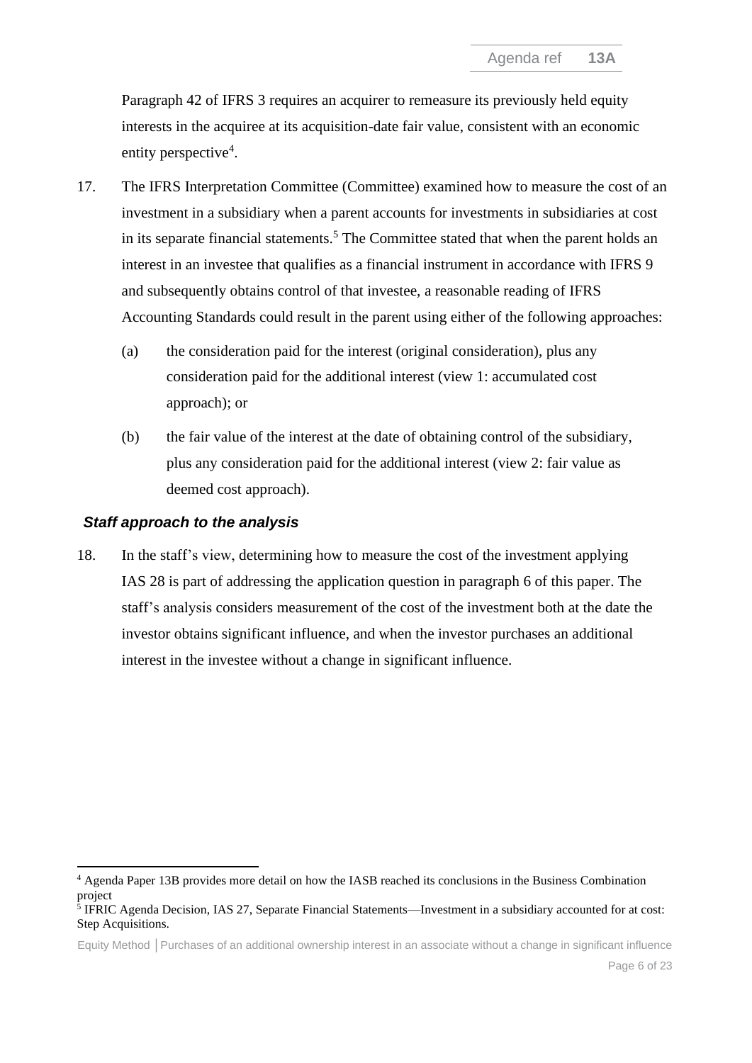Paragraph 42 of IFRS 3 requires an acquirer to remeasure its previously held equity interests in the acquiree at its acquisition-date fair value, consistent with an economic entity perspective[4].

17. The IFRS Interpretation Committee (Committee) examined how to measure the cost of an investment in a subsidiary when a parent accounts for investments in subsidiaries at cost in its separate financial statements.[5] The Committee stated that when the parent holds an interest in an investee that qualifies as a financial instrument in accordance with IFRS 9 and subsequently obtains control of that investee, a reasonable reading of IFRS Accounting Standards could result in the parent using either of the following approaches:

    (a) the consideration paid for the interest (original consideration), plus any consideration paid for the additional interest (view 1: accumulated cost approach); or

    (b) the fair value of the interest at the date of obtaining control of the subsidiary, plus any consideration paid for the additional interest (view 2: fair value as deemed cost approach).

### *Staff approach to the analysis*

18. In the staff's view, determining how to measure the cost of the investment applying IAS 28 is part of addressing the application question in paragraph 6 of this paper. The staff's analysis considers measurement of the cost of the investment both at the date the investor obtains significant influence, and when the investor purchases an additional interest in the investee without a change in significant influence.

---

[4] Agenda Paper 13B provides more detail on how the IASB reached its conclusions in the Business Combination project

[5] IFRIC Agenda Decision, IAS 27, Separate Financial Statements—Investment in a subsidiary accounted for at cost: Step Acquisitions.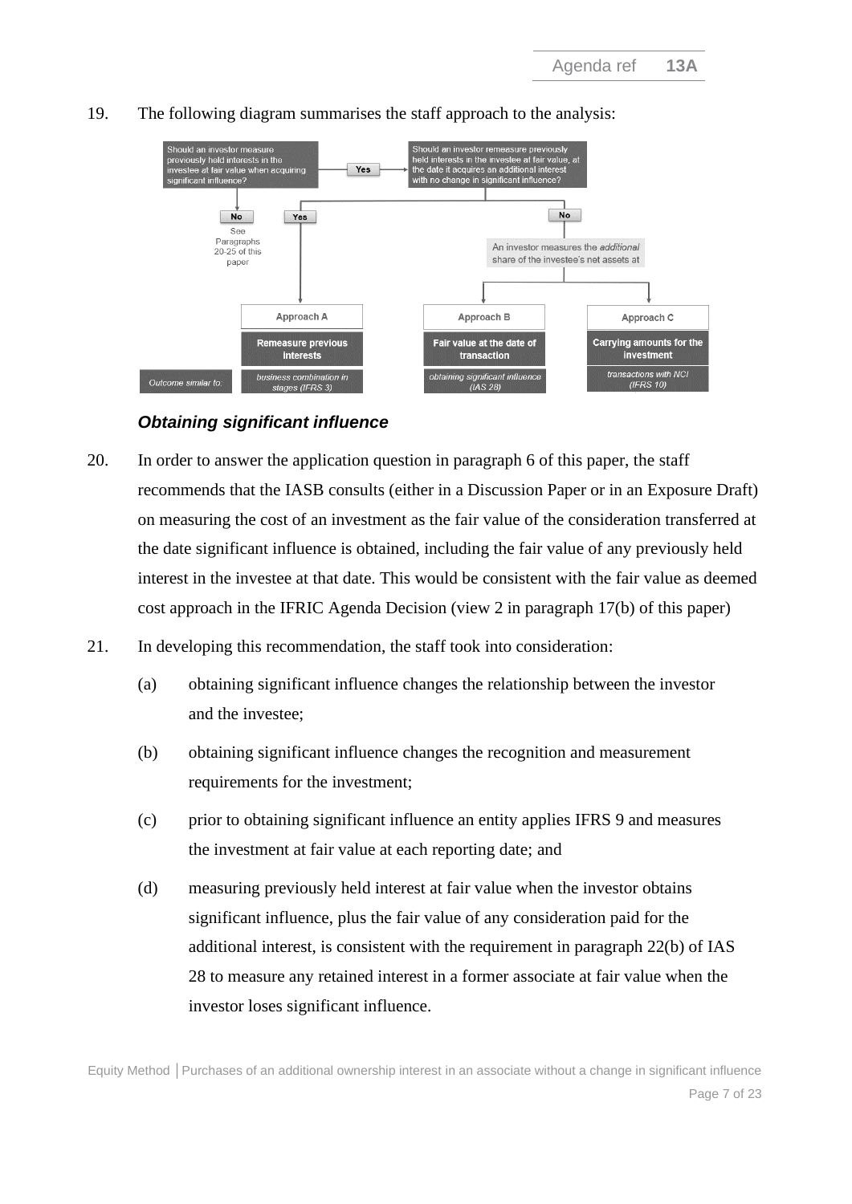19. The following diagram summarises the staff approach to the analysis:

Should an investor measure previously held interests in the investee at fair value when acquiring significant influence?

- **No** — See Paragraphs 20-25 of this paper
- **Yes** → Should an investor remeasure previously held interests in the investee at fair value, at the date it acquires an additional interest with no change in significant influence?
  - **Yes** → Approach A
  - **No** → An investor measures the *additional* share of the investee's net assets at → Approach B or Approach C

| | Approach A | Approach B | Approach C |
|---|---|---|---|
| | **Remeasure previous interests** | **Fair value at the date of transaction** | **Carrying amounts for the investment** |
| Outcome similar to: | *business combination in stages (IFRS 3)* | *obtaining significant influence (IAS 28)* | *transactions with NCI (IFRS 10)* |

### *Obtaining significant influence*

20. In order to answer the application question in paragraph 6 of this paper, the staff recommends that the IASB consults (either in a Discussion Paper or in an Exposure Draft) on measuring the cost of an investment as the fair value of the consideration transferred at the date significant influence is obtained, including the fair value of any previously held interest in the investee at that date. This would be consistent with the fair value as deemed cost approach in the IFRIC Agenda Decision (view 2 in paragraph 17(b) of this paper)

21. In developing this recommendation, the staff took into consideration:

    (a) obtaining significant influence changes the relationship between the investor and the investee;

    (b) obtaining significant influence changes the recognition and measurement requirements for the investment;

    (c) prior to obtaining significant influence an entity applies IFRS 9 and measures the investment at fair value at each reporting date; and

    (d) measuring previously held interest at fair value when the investor obtains significant influence, plus the fair value of any consideration paid for the additional interest, is consistent with the requirement in paragraph 22(b) of IAS 28 to measure any retained interest in a former associate at fair value when the investor loses significant influence.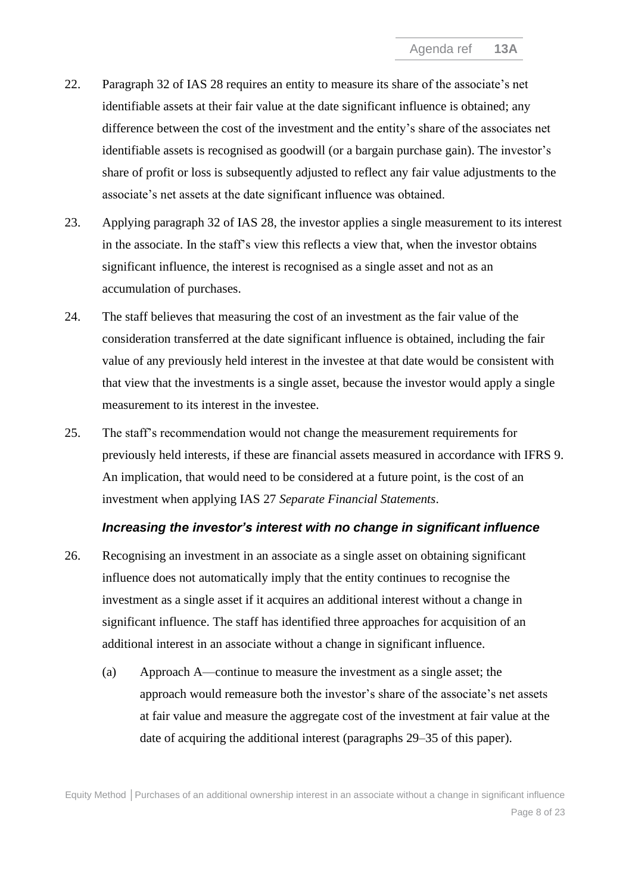22. Paragraph 32 of IAS 28 requires an entity to measure its share of the associate's net identifiable assets at their fair value at the date significant influence is obtained; any difference between the cost of the investment and the entity's share of the associates net identifiable assets is recognised as goodwill (or a bargain purchase gain). The investor's share of profit or loss is subsequently adjusted to reflect any fair value adjustments to the associate's net assets at the date significant influence was obtained.

23. Applying paragraph 32 of IAS 28, the investor applies a single measurement to its interest in the associate. In the staff's view this reflects a view that, when the investor obtains significant influence, the interest is recognised as a single asset and not as an accumulation of purchases.

24. The staff believes that measuring the cost of an investment as the fair value of the consideration transferred at the date significant influence is obtained, including the fair value of any previously held interest in the investee at that date would be consistent with that view that the investments is a single asset, because the investor would apply a single measurement to its interest in the investee.

25. The staff's recommendation would not change the measurement requirements for previously held interests, if these are financial assets measured in accordance with IFRS 9. An implication, that would need to be considered at a future point, is the cost of an investment when applying IAS 27 *Separate Financial Statements*.

### *Increasing the investor's interest with no change in significant influence*

26. Recognising an investment in an associate as a single asset on obtaining significant influence does not automatically imply that the entity continues to recognise the investment as a single asset if it acquires an additional interest without a change in significant influence. The staff has identified three approaches for acquisition of an additional interest in an associate without a change in significant influence.

    (a) Approach A—continue to measure the investment as a single asset; the approach would remeasure both the investor's share of the associate's net assets at fair value and measure the aggregate cost of the investment at fair value at the date of acquiring the additional interest (paragraphs 29–35 of this paper).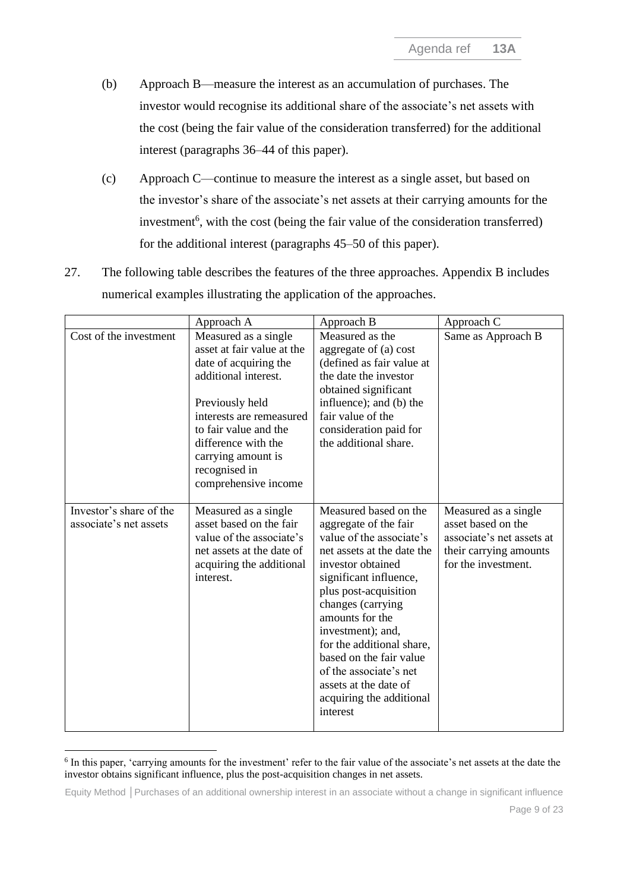(b) Approach B—measure the interest as an accumulation of purchases. The investor would recognise its additional share of the associate's net assets with the cost (being the fair value of the consideration transferred) for the additional interest (paragraphs 36–44 of this paper).

(c) Approach C—continue to measure the interest as a single asset, but based on the investor's share of the associate's net assets at their carrying amounts for the investment[6], with the cost (being the fair value of the consideration transferred) for the additional interest (paragraphs 45–50 of this paper).

27. The following table describes the features of the three approaches. Appendix B includes numerical examples illustrating the application of the approaches.

| | Approach A | Approach B | Approach C |
|---|---|---|---|
| Cost of the investment | Measured as a single asset at fair value at the date of acquiring the additional interest.<br><br>Previously held interests are remeasured to fair value and the difference with the carrying amount is recognised in comprehensive income | Measured as the aggregate of (a) cost (defined as fair value at the date the investor obtained significant influence); and (b) the fair value of the consideration paid for the additional share. | Same as Approach B |
| Investor's share of the associate's net assets | Measured as a single asset based on the fair value of the associate's net assets at the date of acquiring the additional interest. | Measured based on the aggregate of the fair value of the associate's net assets at the date the investor obtained significant influence, plus post-acquisition changes (carrying amounts for the investment); and, for the additional share, based on the fair value of the associate's net assets at the date of acquiring the additional interest | Measured as a single asset based on the associate's net assets at their carrying amounts for the investment. |

[6] In this paper, 'carrying amounts for the investment' refer to the fair value of the associate's net assets at the date the investor obtains significant influence, plus the post-acquisition changes in net assets.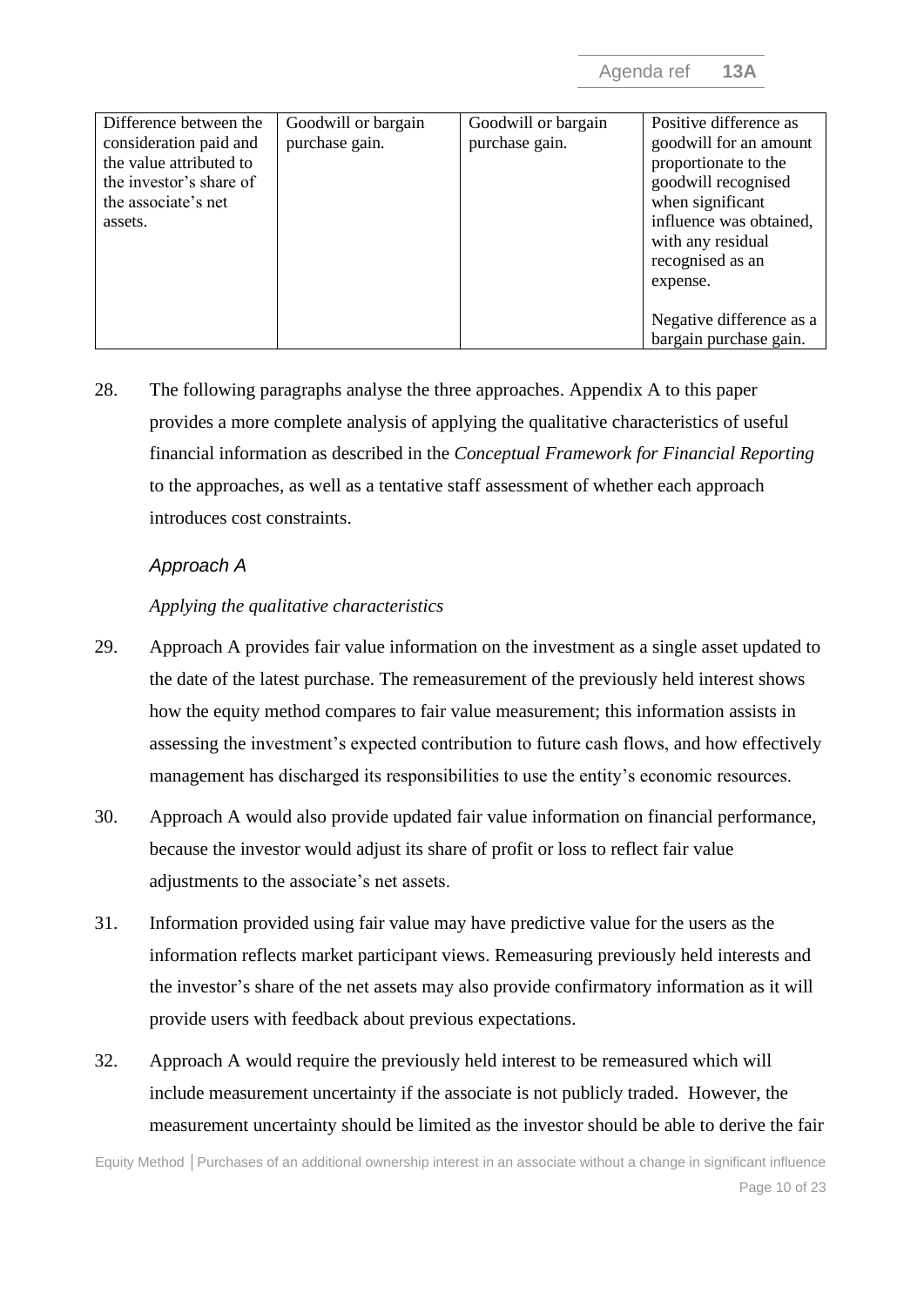| Difference between the consideration paid and the value attributed to the investor's share of the associate's net assets. | Goodwill or bargain purchase gain. | Goodwill or bargain purchase gain. | Positive difference as goodwill for an amount proportionate to the goodwill recognised when significant influence was obtained, with any residual recognised as an expense.<br><br>Negative difference as a bargain purchase gain. |
|---|---|---|---|

28. The following paragraphs analyse the three approaches. Appendix A to this paper provides a more complete analysis of applying the qualitative characteristics of useful financial information as described in the *Conceptual Framework for Financial Reporting* to the approaches, as well as a tentative staff assessment of whether each approach introduces cost constraints.

### *Approach A*

#### *Applying the qualitative characteristics*

29. Approach A provides fair value information on the investment as a single asset updated to the date of the latest purchase. The remeasurement of the previously held interest shows how the equity method compares to fair value measurement; this information assists in assessing the investment's expected contribution to future cash flows, and how effectively management has discharged its responsibilities to use the entity's economic resources.

30. Approach A would also provide updated fair value information on financial performance, because the investor would adjust its share of profit or loss to reflect fair value adjustments to the associate's net assets.

31. Information provided using fair value may have predictive value for the users as the information reflects market participant views. Remeasuring previously held interests and the investor's share of the net assets may also provide confirmatory information as it will provide users with feedback about previous expectations.

32. Approach A would require the previously held interest to be remeasured which will include measurement uncertainty if the associate is not publicly traded. However, the measurement uncertainty should be limited as the investor should be able to derive the fair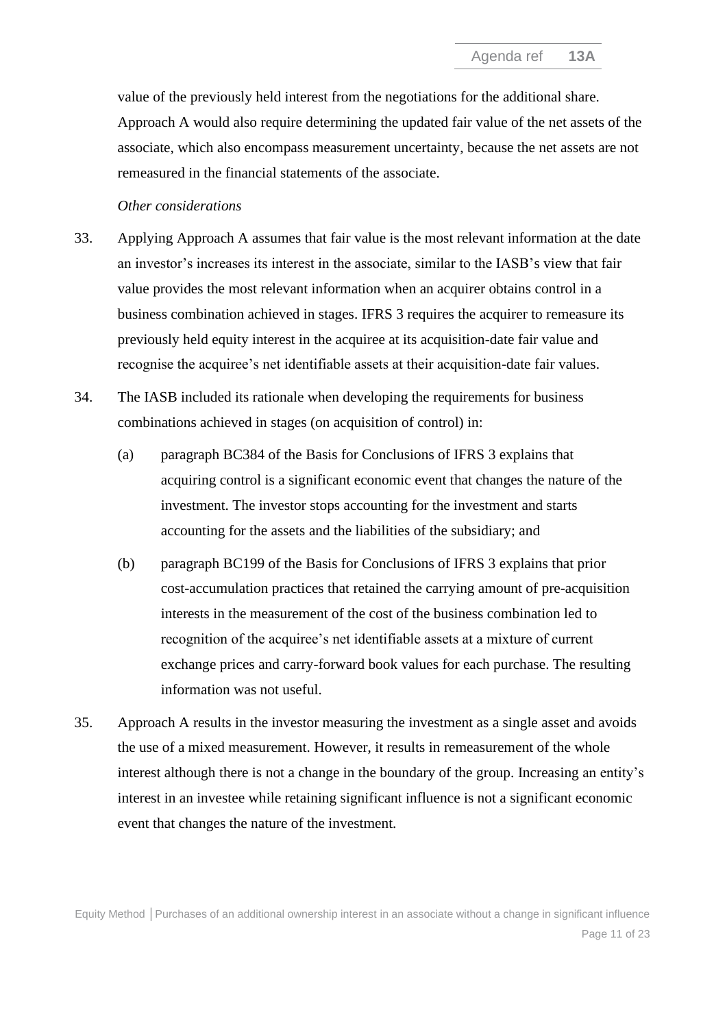value of the previously held interest from the negotiations for the additional share. Approach A would also require determining the updated fair value of the net assets of the associate, which also encompass measurement uncertainty, because the net assets are not remeasured in the financial statements of the associate.

*Other considerations*

33. Applying Approach A assumes that fair value is the most relevant information at the date an investor's increases its interest in the associate, similar to the IASB's view that fair value provides the most relevant information when an acquirer obtains control in a business combination achieved in stages. IFRS 3 requires the acquirer to remeasure its previously held equity interest in the acquiree at its acquisition-date fair value and recognise the acquiree's net identifiable assets at their acquisition-date fair values.

34. The IASB included its rationale when developing the requirements for business combinations achieved in stages (on acquisition of control) in:

    (a) paragraph BC384 of the Basis for Conclusions of IFRS 3 explains that acquiring control is a significant economic event that changes the nature of the investment. The investor stops accounting for the investment and starts accounting for the assets and the liabilities of the subsidiary; and

    (b) paragraph BC199 of the Basis for Conclusions of IFRS 3 explains that prior cost-accumulation practices that retained the carrying amount of pre-acquisition interests in the measurement of the cost of the business combination led to recognition of the acquiree's net identifiable assets at a mixture of current exchange prices and carry-forward book values for each purchase. The resulting information was not useful.

35. Approach A results in the investor measuring the investment as a single asset and avoids the use of a mixed measurement. However, it results in remeasurement of the whole interest although there is not a change in the boundary of the group. Increasing an entity's interest in an investee while retaining significant influence is not a significant economic event that changes the nature of the investment.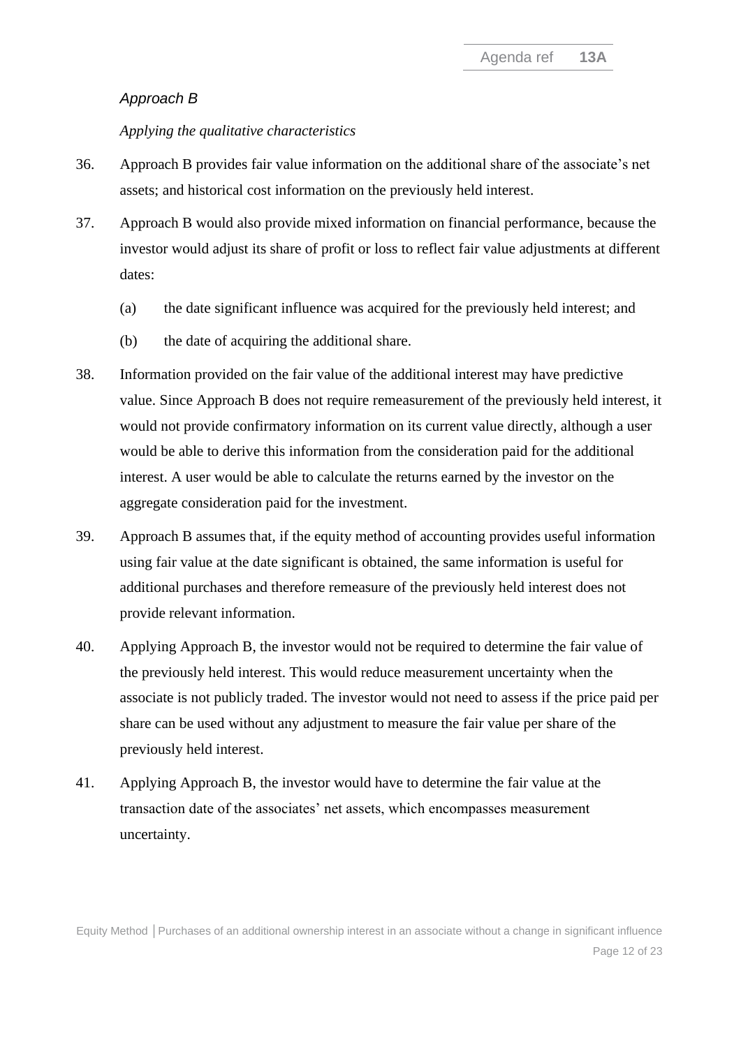*Approach B*

*Applying the qualitative characteristics*

36. Approach B provides fair value information on the additional share of the associate's net assets; and historical cost information on the previously held interest.

37. Approach B would also provide mixed information on financial performance, because the investor would adjust its share of profit or loss to reflect fair value adjustments at different dates:

    (a) the date significant influence was acquired for the previously held interest; and

    (b) the date of acquiring the additional share.

38. Information provided on the fair value of the additional interest may have predictive value. Since Approach B does not require remeasurement of the previously held interest, it would not provide confirmatory information on its current value directly, although a user would be able to derive this information from the consideration paid for the additional interest. A user would be able to calculate the returns earned by the investor on the aggregate consideration paid for the investment.

39. Approach B assumes that, if the equity method of accounting provides useful information using fair value at the date significant is obtained, the same information is useful for additional purchases and therefore remeasure of the previously held interest does not provide relevant information.

40. Applying Approach B, the investor would not be required to determine the fair value of the previously held interest. This would reduce measurement uncertainty when the associate is not publicly traded. The investor would not need to assess if the price paid per share can be used without any adjustment to measure the fair value per share of the previously held interest.

41. Applying Approach B, the investor would have to determine the fair value at the transaction date of the associates' net assets, which encompasses measurement uncertainty.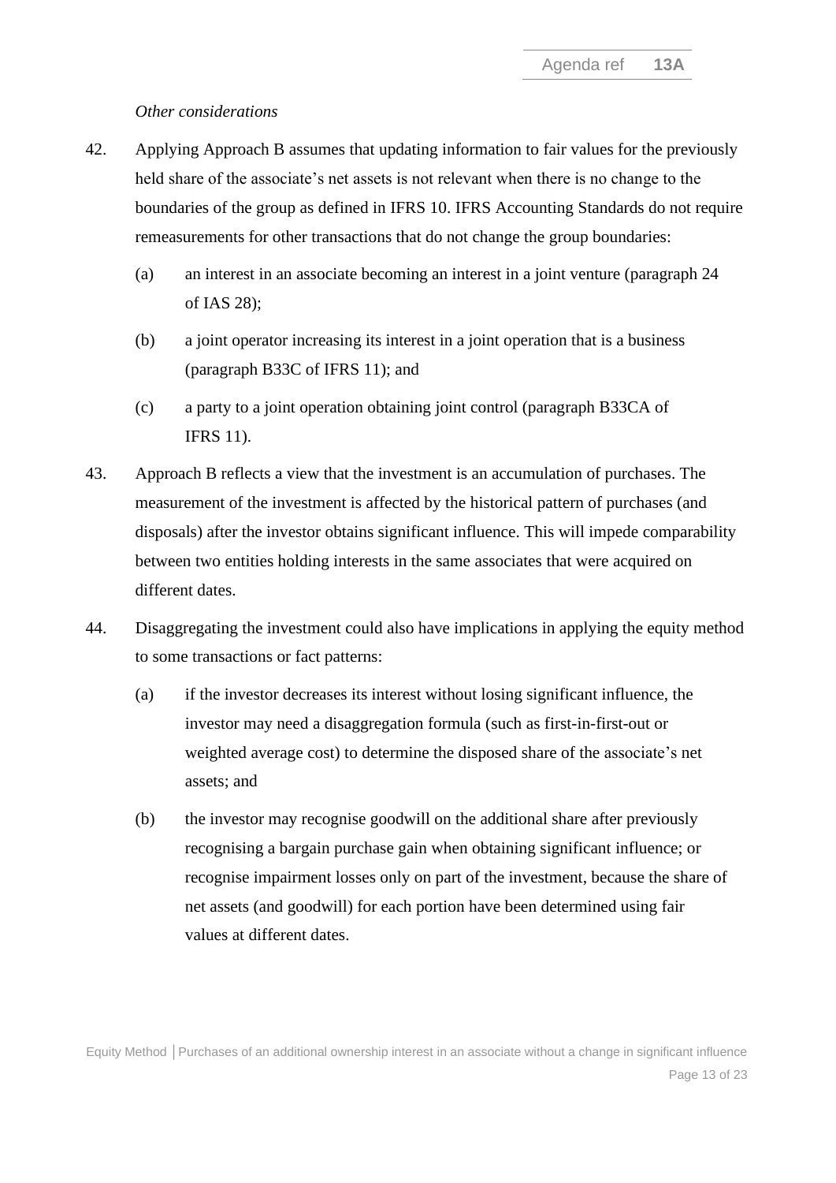*Other considerations*

42. Applying Approach B assumes that updating information to fair values for the previously held share of the associate's net assets is not relevant when there is no change to the boundaries of the group as defined in IFRS 10. IFRS Accounting Standards do not require remeasurements for other transactions that do not change the group boundaries:

    (a) an interest in an associate becoming an interest in a joint venture (paragraph 24 of IAS 28);

    (b) a joint operator increasing its interest in a joint operation that is a business (paragraph B33C of IFRS 11); and

    (c) a party to a joint operation obtaining joint control (paragraph B33CA of IFRS 11).

43. Approach B reflects a view that the investment is an accumulation of purchases. The measurement of the investment is affected by the historical pattern of purchases (and disposals) after the investor obtains significant influence. This will impede comparability between two entities holding interests in the same associates that were acquired on different dates.

44. Disaggregating the investment could also have implications in applying the equity method to some transactions or fact patterns:

    (a) if the investor decreases its interest without losing significant influence, the investor may need a disaggregation formula (such as first-in-first-out or weighted average cost) to determine the disposed share of the associate's net assets; and

    (b) the investor may recognise goodwill on the additional share after previously recognising a bargain purchase gain when obtaining significant influence; or recognise impairment losses only on part of the investment, because the share of net assets (and goodwill) for each portion have been determined using fair values at different dates.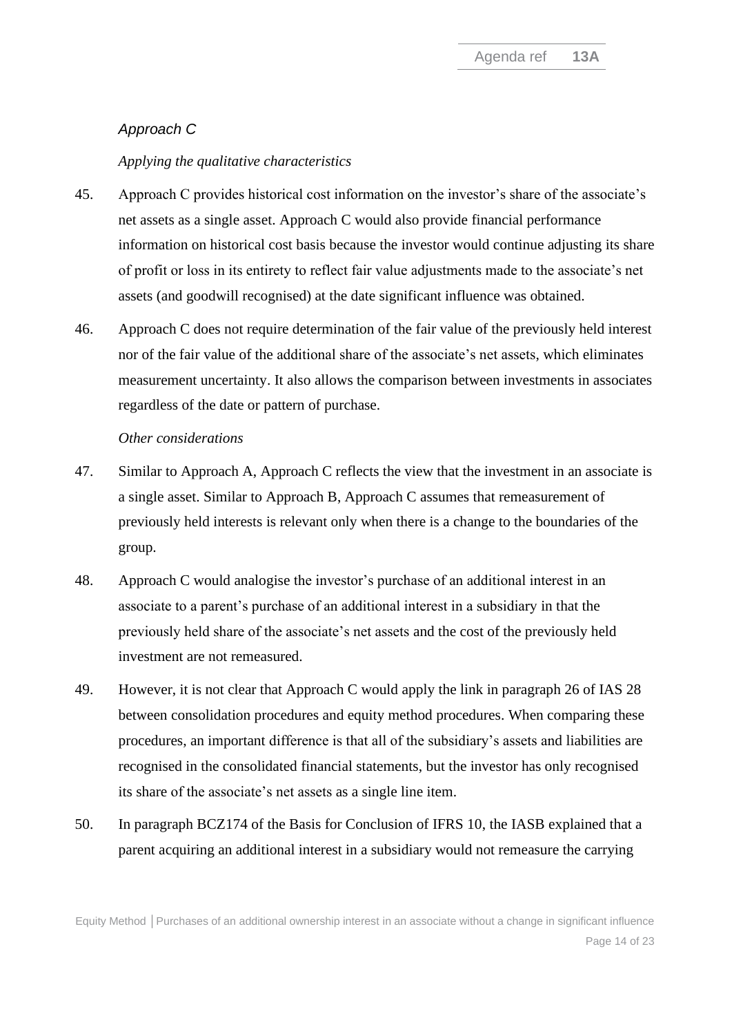*Approach C*

*Applying the qualitative characteristics*

45. Approach C provides historical cost information on the investor's share of the associate's net assets as a single asset. Approach C would also provide financial performance information on historical cost basis because the investor would continue adjusting its share of profit or loss in its entirety to reflect fair value adjustments made to the associate's net assets (and goodwill recognised) at the date significant influence was obtained.

46. Approach C does not require determination of the fair value of the previously held interest nor of the fair value of the additional share of the associate's net assets, which eliminates measurement uncertainty. It also allows the comparison between investments in associates regardless of the date or pattern of purchase.

*Other considerations*

47. Similar to Approach A, Approach C reflects the view that the investment in an associate is a single asset. Similar to Approach B, Approach C assumes that remeasurement of previously held interests is relevant only when there is a change to the boundaries of the group.

48. Approach C would analogise the investor's purchase of an additional interest in an associate to a parent's purchase of an additional interest in a subsidiary in that the previously held share of the associate's net assets and the cost of the previously held investment are not remeasured.

49. However, it is not clear that Approach C would apply the link in paragraph 26 of IAS 28 between consolidation procedures and equity method procedures. When comparing these procedures, an important difference is that all of the subsidiary's assets and liabilities are recognised in the consolidated financial statements, but the investor has only recognised its share of the associate's net assets as a single line item.

50. In paragraph BCZ174 of the Basis for Conclusion of IFRS 10, the IASB explained that a parent acquiring an additional interest in a subsidiary would not remeasure the carrying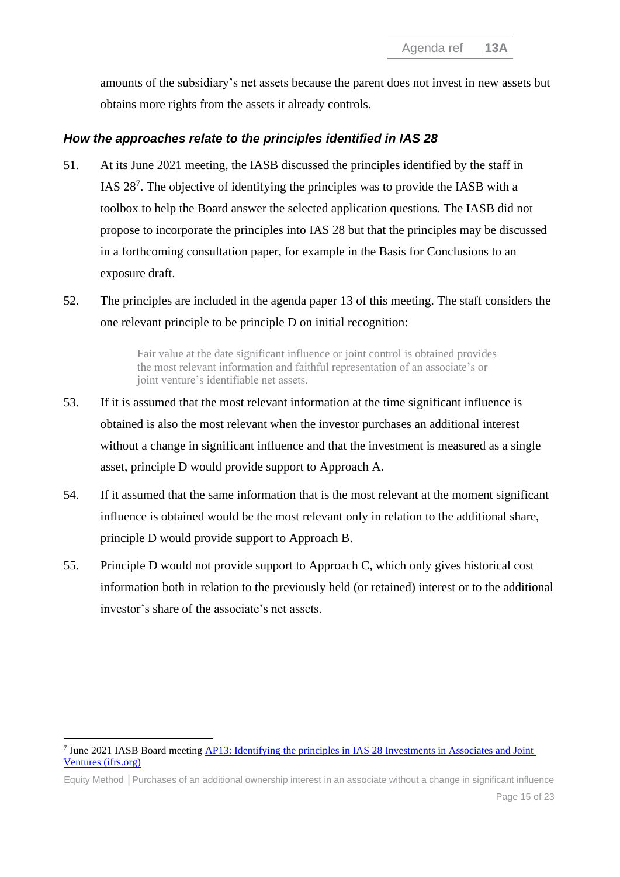amounts of the subsidiary's net assets because the parent does not invest in new assets but obtains more rights from the assets it already controls.

### *How the approaches relate to the principles identified in IAS 28*

51. At its June 2021 meeting, the IASB discussed the principles identified by the staff in IAS 28[7]. The objective of identifying the principles was to provide the IASB with a toolbox to help the Board answer the selected application questions. The IASB did not propose to incorporate the principles into IAS 28 but that the principles may be discussed in a forthcoming consultation paper, for example in the Basis for Conclusions to an exposure draft.

52. The principles are included in the agenda paper 13 of this meeting. The staff considers the one relevant principle to be principle D on initial recognition:

> Fair value at the date significant influence or joint control is obtained provides the most relevant information and faithful representation of an associate's or joint venture's identifiable net assets.

53. If it is assumed that the most relevant information at the time significant influence is obtained is also the most relevant when the investor purchases an additional interest without a change in significant influence and that the investment is measured as a single asset, principle D would provide support to Approach A.

54. If it assumed that the same information that is the most relevant at the moment significant influence is obtained would be the most relevant only in relation to the additional share, principle D would provide support to Approach B.

55. Principle D would not provide support to Approach C, which only gives historical cost information both in relation to the previously held (or retained) interest or to the additional investor's share of the associate's net assets.

---

[7] June 2021 IASB Board meeting [AP13: Identifying the principles in IAS 28 Investments in Associates and Joint Ventures (ifrs.org)]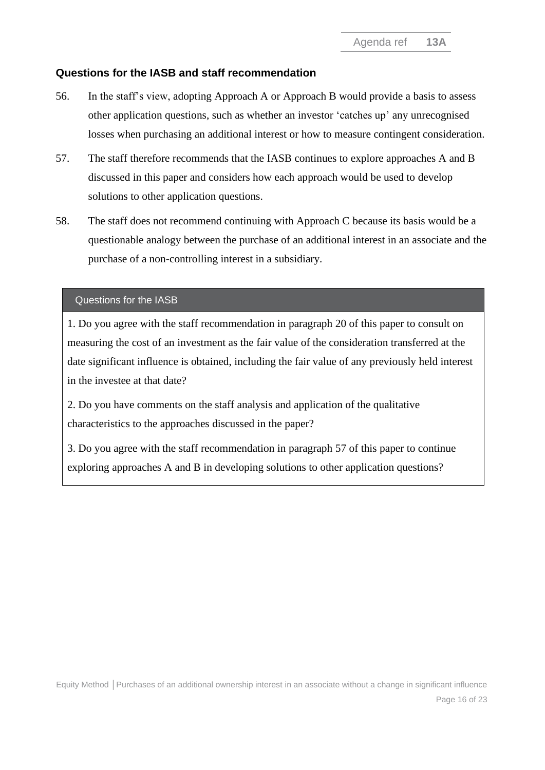### Questions for the IASB and staff recommendation

56. In the staff's view, adopting Approach A or Approach B would provide a basis to assess other application questions, such as whether an investor 'catches up' any unrecognised losses when purchasing an additional interest or how to measure contingent consideration.

57. The staff therefore recommends that the IASB continues to explore approaches A and B discussed in this paper and considers how each approach would be used to develop solutions to other application questions.

58. The staff does not recommend continuing with Approach C because its basis would be a questionable analogy between the purchase of an additional interest in an associate and the purchase of a non-controlling interest in a subsidiary.

| Questions for the IASB |
|---|
| 1. Do you agree with the staff recommendation in paragraph 20 of this paper to consult on measuring the cost of an investment as the fair value of the consideration transferred at the date significant influence is obtained, including the fair value of any previously held interest in the investee at that date?<br><br>2. Do you have comments on the staff analysis and application of the qualitative characteristics to the approaches discussed in the paper?<br><br>3. Do you agree with the staff recommendation in paragraph 57 of this paper to continue exploring approaches A and B in developing solutions to other application questions? |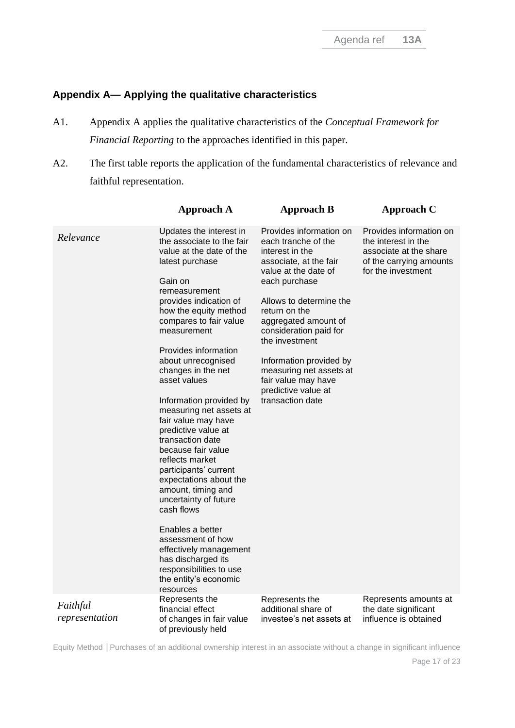## Appendix A— Applying the qualitative characteristics

A1. Appendix A applies the qualitative characteristics of the *Conceptual Framework for Financial Reporting* to the approaches identified in this paper.

A2. The first table reports the application of the fundamental characteristics of relevance and faithful representation.

| | Approach A | Approach B | Approach C |
|---|---|---|---|
| *Relevance* | Updates the interest in the associate to the fair value at the date of the latest purchase<br><br>Gain on remeasurement provides indication of how the equity method compares to fair value measurement<br><br>Provides information about unrecognised changes in the net asset values<br><br>Information provided by measuring net assets at fair value may have predictive value at transaction date because fair value reflects market participants' current expectations about the amount, timing and uncertainty of future cash flows<br><br>Enables a better assessment of how effectively management has discharged its responsibilities to use the entity's economic resources | Provides information on each tranche of the interest in the associate, at the fair value at the date of each purchase<br><br>Allows to determine the return on the aggregated amount of consideration paid for the investment<br><br>Information provided by measuring net assets at fair value may have predictive value at transaction date | Provides information on the interest in the associate at the share of the carrying amounts for the investment |
| *Faithful representation* | Represents the financial effect of changes in fair value of previously held | Represents the additional share of investee's net assets at | Represents amounts at the date significant influence is obtained |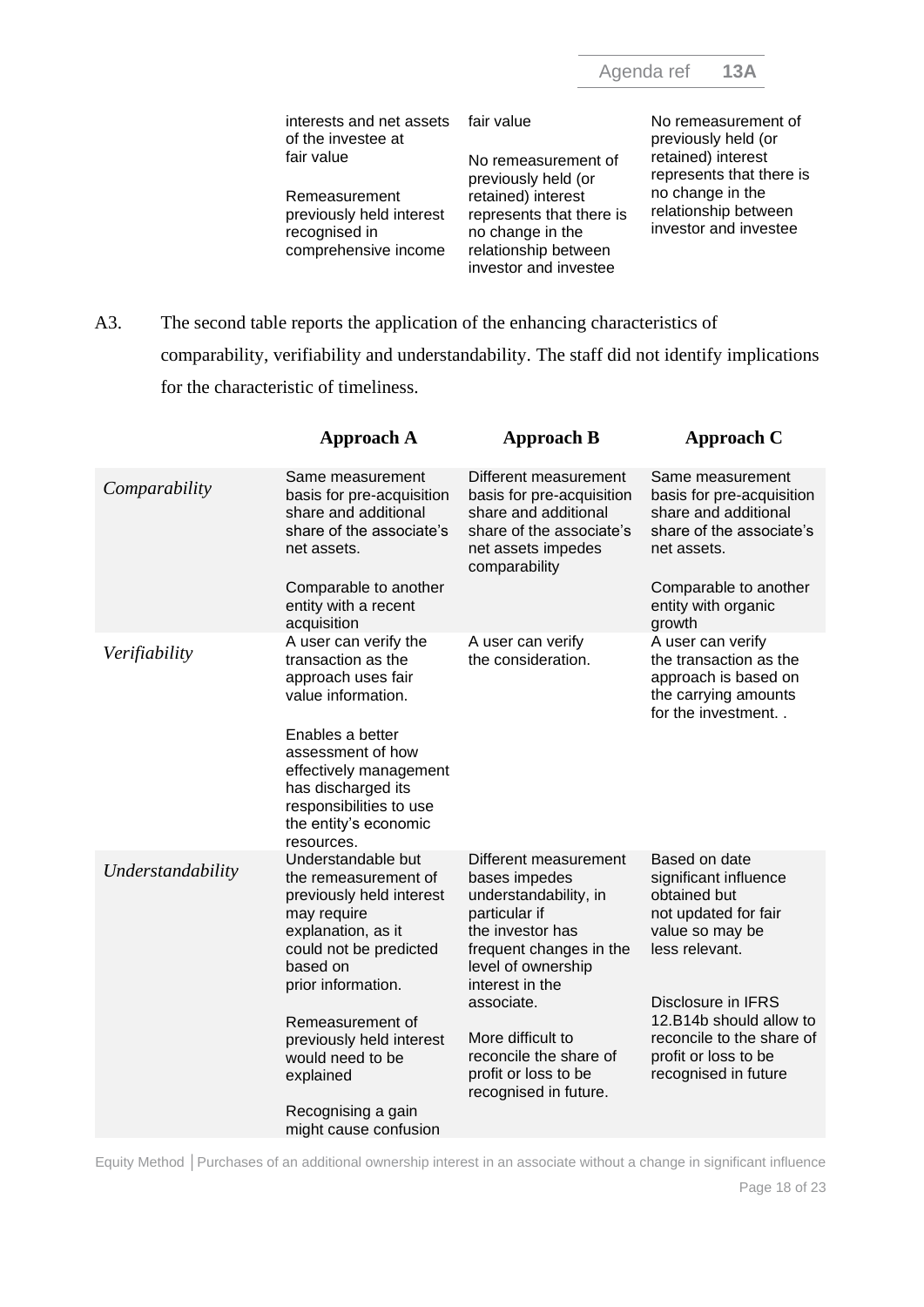| | | |
|---|---|---|
| interests and net assets of the investee at fair value<br><br>Remeasurement previously held interest recognised in comprehensive income | fair value<br><br>No remeasurement of previously held (or retained) interest represents that there is no change in the relationship between investor and investee | No remeasurement of previously held (or retained) interest represents that there is no change in the relationship between investor and investee |

A3. The second table reports the application of the enhancing characteristics of comparability, verifiability and understandability. The staff did not identify implications for the characteristic of timeliness.

| | **Approach A** | **Approach B** | **Approach C** |
|---|---|---|---|
| *Comparability* | Same measurement basis for pre-acquisition share and additional share of the associate's net assets.<br><br>Comparable to another entity with a recent acquisition | Different measurement basis for pre-acquisition share and additional share of the associate's net assets impedes comparability | Same measurement basis for pre-acquisition share and additional share of the associate's net assets.<br><br>Comparable to another entity with organic growth |
| *Verifiability* | A user can verify the transaction as the approach uses fair value information.<br><br>Enables a better assessment of how effectively management has discharged its responsibilities to use the entity's economic resources. | A user can verify the consideration. | A user can verify the transaction as the approach is based on the carrying amounts for the investment. . |
| *Understandability* | Understandable but the remeasurement of previously held interest may require explanation, as it could not be predicted based on prior information.<br><br>Remeasurement of previously held interest would need to be explained<br><br>Recognising a gain might cause confusion | Different measurement bases impedes understandability, in particular if the investor has frequent changes in the level of ownership interest in the associate.<br><br>More difficult to reconcile the share of profit or loss to be recognised in future. | Based on date significant influence obtained but not updated for fair value so may be less relevant.<br><br>Disclosure in IFRS 12.B14b should allow to reconcile to the share of profit or loss to be recognised in future |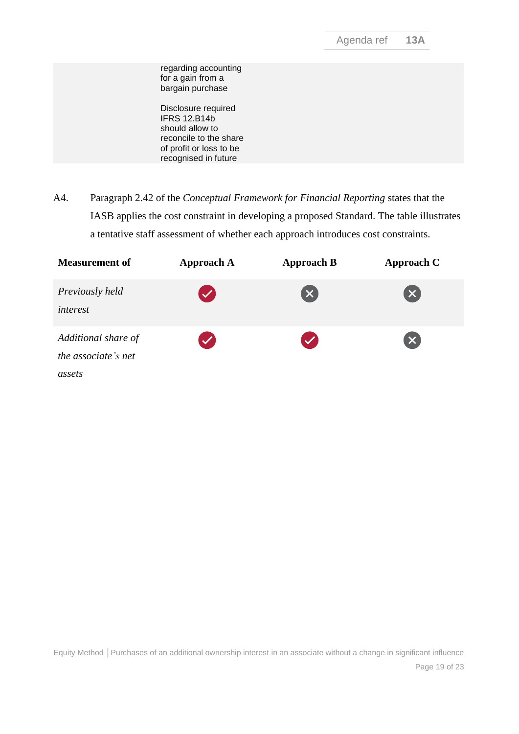| | regarding accounting for a gain from a bargain purchase<br><br>Disclosure required IFRS 12.B14b should allow to reconcile to the share of profit or loss to be recognised in future | | |
|---|---|---|---|

A4. Paragraph 2.42 of the *Conceptual Framework for Financial Reporting* states that the IASB applies the cost constraint in developing a proposed Standard. The table illustrates a tentative staff assessment of whether each approach introduces cost constraints.

| Measurement of | Approach A | Approach B | Approach C |
|---|---|---|---|
| *Previously held interest* | ✓ | ✗ | ✗ |
| *Additional share of the associate's net assets* | ✓ | ✓ | ✗ |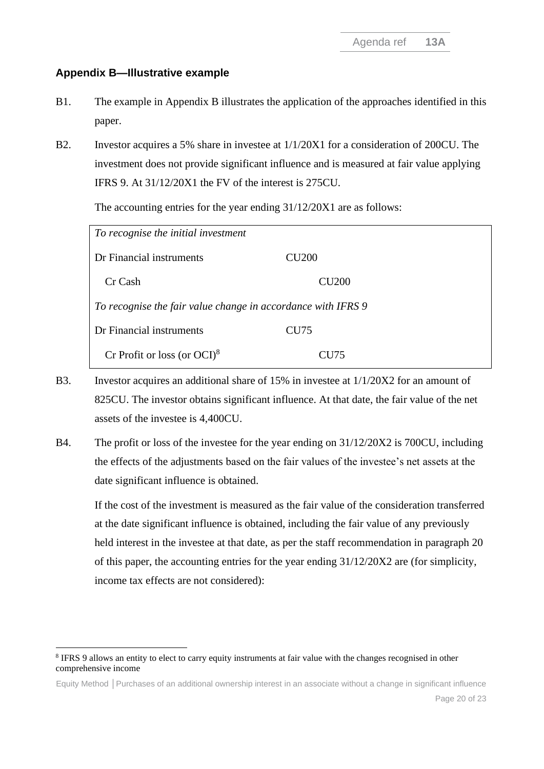## Appendix B—Illustrative example

B1. The example in Appendix B illustrates the application of the approaches identified in this paper.

B2. Investor acquires a 5% share in investee at 1/1/20X1 for a consideration of 200CU. The investment does not provide significant influence and is measured at fair value applying IFRS 9. At 31/12/20X1 the FV of the interest is 275CU.

The accounting entries for the year ending 31/12/20X1 are as follows:

| | | |
|---|---|---|
| *To recognise the initial investment* | | |
| Dr Financial instruments | CU200 | |
| Cr Cash | | CU200 |
| *To recognise the fair value change in accordance with IFRS 9* | | |
| Dr Financial instruments | CU75 | |
| Cr Profit or loss (or OCI)[8] | | CU75 |

B3. Investor acquires an additional share of 15% in investee at 1/1/20X2 for an amount of 825CU. The investor obtains significant influence. At that date, the fair value of the net assets of the investee is 4,400CU.

B4. The profit or loss of the investee for the year ending on 31/12/20X2 is 700CU, including the effects of the adjustments based on the fair values of the investee's net assets at the date significant influence is obtained.

If the cost of the investment is measured as the fair value of the consideration transferred at the date significant influence is obtained, including the fair value of any previously held interest in the investee at that date, as per the staff recommendation in paragraph 20 of this paper, the accounting entries for the year ending 31/12/20X2 are (for simplicity, income tax effects are not considered):

[8] IFRS 9 allows an entity to elect to carry equity instruments at fair value with the changes recognised in other comprehensive income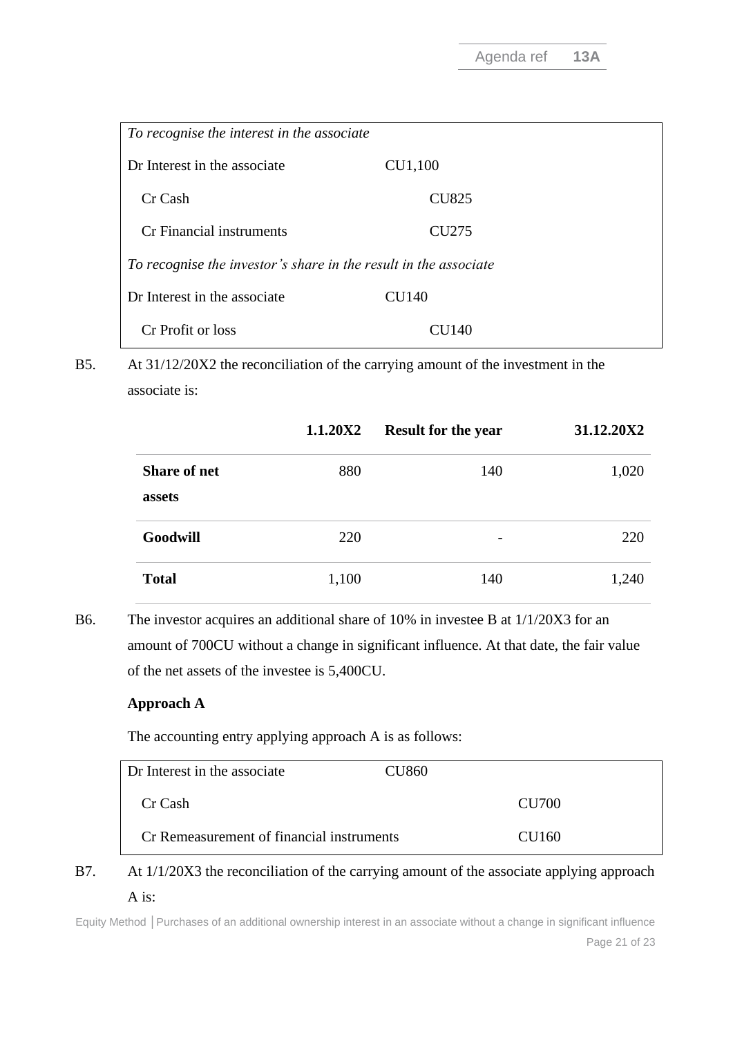| *To recognise the interest in the associate* | | |
|---|---|---|
| Dr Interest in the associate | CU1,100 | |
| Cr Cash | | CU825 |
| Cr Financial instruments | | CU275 |
| *To recognise the investor's share in the result in the associate* | | |
| Dr Interest in the associate | CU140 | |
| Cr Profit or loss | | CU140 |

B5. At 31/12/20X2 the reconciliation of the carrying amount of the investment in the associate is:

| | **1.1.20X2** | **Result for the year** | **31.12.20X2** |
|---|---|---|---|
| **Share of net assets** | 880 | 140 | 1,020 |
| **Goodwill** | 220 | - | 220 |
| **Total** | 1,100 | 140 | 1,240 |

B6. The investor acquires an additional share of 10% in investee B at 1/1/20X3 for an amount of 700CU without a change in significant influence. At that date, the fair value of the net assets of the investee is 5,400CU.

**Approach A**

The accounting entry applying approach A is as follows:

| | | |
|---|---|---|
| Dr Interest in the associate | CU860 | |
| Cr Cash | | CU700 |
| Cr Remeasurement of financial instruments | | CU160 |

B7. At 1/1/20X3 the reconciliation of the carrying amount of the associate applying approach A is: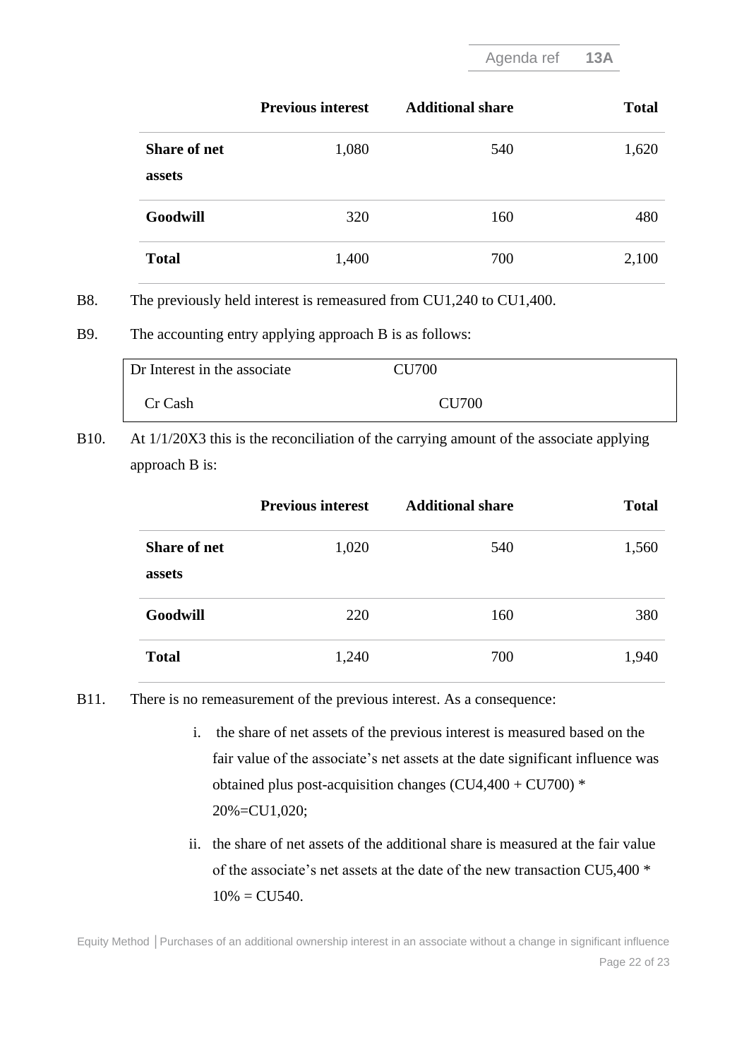| | Previous interest | Additional share | Total |
|---|---|---|---|
| **Share of net assets** | 1,080 | 540 | 1,620 |
| **Goodwill** | 320 | 160 | 480 |
| **Total** | 1,400 | 700 | 2,100 |

B8. The previously held interest is remeasured from CU1,240 to CU1,400.

B9. The accounting entry applying approach B is as follows:

| | |
|---|---|
| Dr Interest in the associate | CU700 |
| Cr Cash | CU700 |

B10. At 1/1/20X3 this is the reconciliation of the carrying amount of the associate applying approach B is:

| | Previous interest | Additional share | Total |
|---|---|---|---|
| **Share of net assets** | 1,020 | 540 | 1,560 |
| **Goodwill** | 220 | 160 | 380 |
| **Total** | 1,240 | 700 | 1,940 |

B11. There is no remeasurement of the previous interest. As a consequence:

i. the share of net assets of the previous interest is measured based on the fair value of the associate's net assets at the date significant influence was obtained plus post-acquisition changes (CU4,400 + CU700) * 20%=CU1,020;

ii. the share of net assets of the additional share is measured at the fair value of the associate's net assets at the date of the new transaction CU5,400 * 10% = CU540.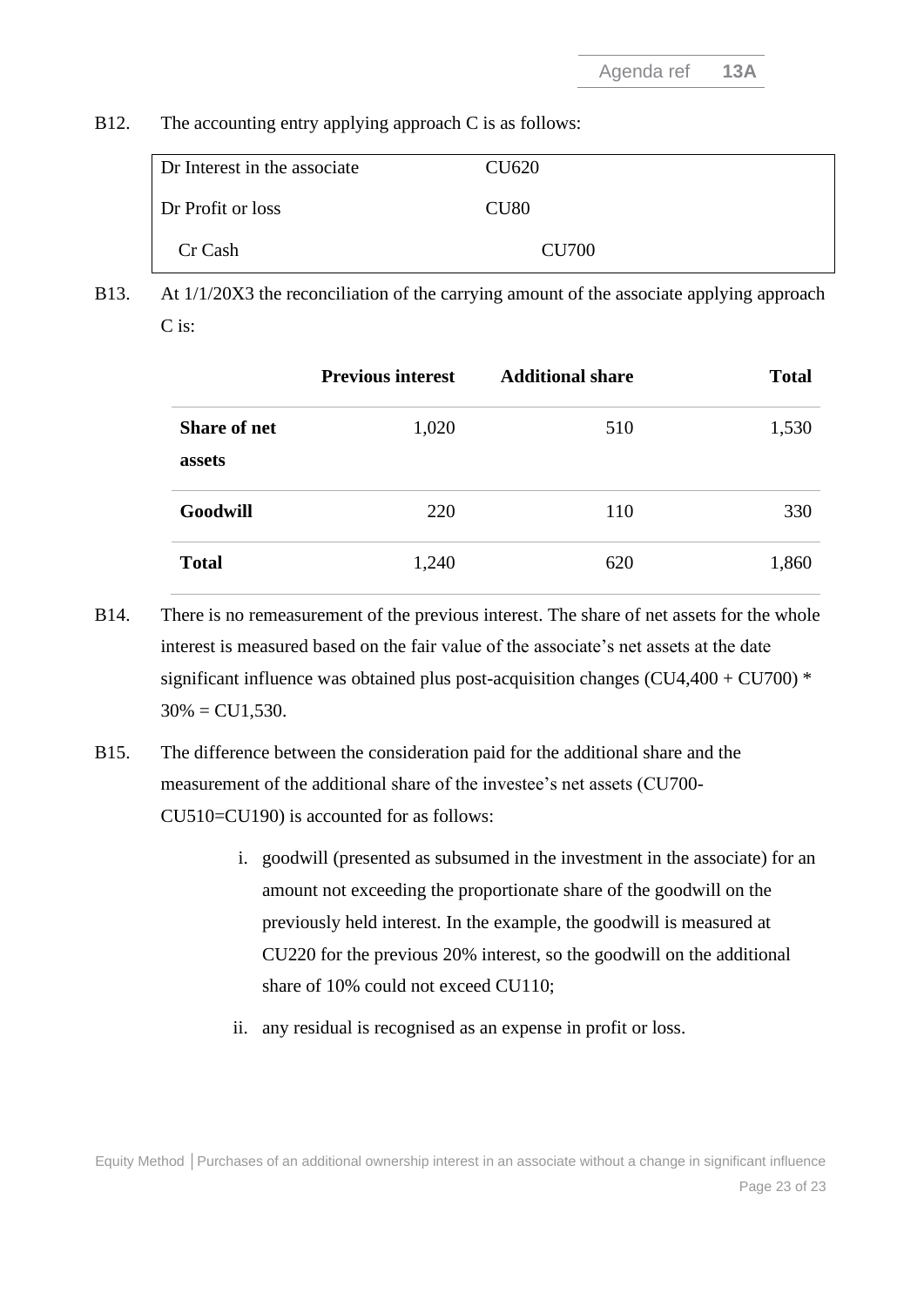B12. The accounting entry applying approach C is as follows:

| | | |
|---|---|---|
| Dr Interest in the associate | CU620 | |
| Dr Profit or loss | CU80 | |
| Cr Cash | | CU700 |

B13. At 1/1/20X3 the reconciliation of the carrying amount of the associate applying approach C is:

| | Previous interest | Additional share | Total |
|---|---|---|---|
| **Share of net assets** | 1,020 | 510 | 1,530 |
| **Goodwill** | 220 | 110 | 330 |
| **Total** | 1,240 | 620 | 1,860 |

B14. There is no remeasurement of the previous interest. The share of net assets for the whole interest is measured based on the fair value of the associate's net assets at the date significant influence was obtained plus post-acquisition changes (CU4,400 + CU700) * 30% = CU1,530.

B15. The difference between the consideration paid for the additional share and the measurement of the additional share of the investee's net assets (CU700-CU510=CU190) is accounted for as follows:

i. goodwill (presented as subsumed in the investment in the associate) for an amount not exceeding the proportionate share of the goodwill on the previously held interest. In the example, the goodwill is measured at CU220 for the previous 20% interest, so the goodwill on the additional share of 10% could not exceed CU110;

ii. any residual is recognised as an expense in profit or loss.